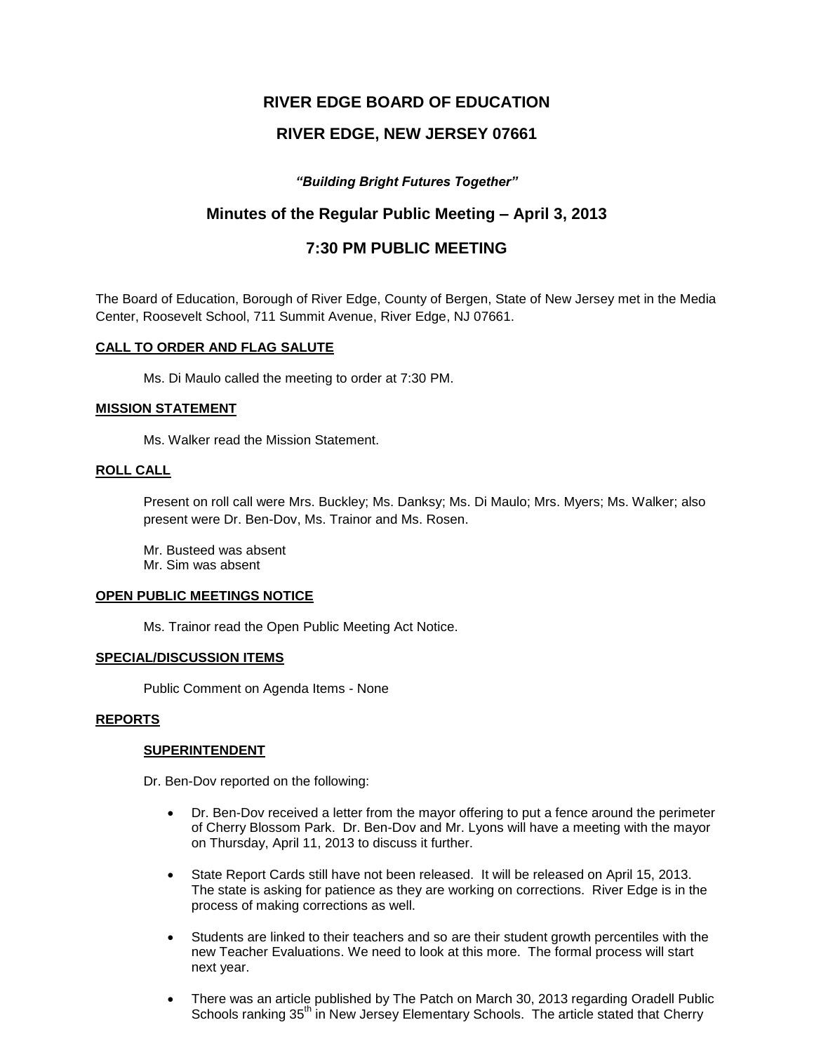# RIVER EDGE BOARD OF EDUCATION

# RIVER EDGE, NEW JERSEY 07661

***"Building Bright Futures Together"***

## Minutes of the Regular Public Meeting – April 3, 2013

## 7:30 PM PUBLIC MEETING

The Board of Education, Borough of River Edge, County of Bergen, State of New Jersey met in the Media Center, Roosevelt School, 711 Summit Avenue, River Edge, NJ 07661.

**CALL TO ORDER AND FLAG SALUTE**

Ms. Di Maulo called the meeting to order at 7:30 PM.

**MISSION STATEMENT**

Ms. Walker read the Mission Statement.

**ROLL CALL**

Present on roll call were Mrs. Buckley; Ms. Danksy; Ms. Di Maulo; Mrs. Myers; Ms. Walker; also present were Dr. Ben-Dov, Ms. Trainor and Ms. Rosen.

Mr. Busteed was absent
Mr. Sim was absent

**OPEN PUBLIC MEETINGS NOTICE**

Ms. Trainor read the Open Public Meeting Act Notice.

**SPECIAL/DISCUSSION ITEMS**

Public Comment on Agenda Items - None

**REPORTS**

**SUPERINTENDENT**

Dr. Ben-Dov reported on the following:

- Dr. Ben-Dov received a letter from the mayor offering to put a fence around the perimeter of Cherry Blossom Park. Dr. Ben-Dov and Mr. Lyons will have a meeting with the mayor on Thursday, April 11, 2013 to discuss it further.
- State Report Cards still have not been released. It will be released on April 15, 2013. The state is asking for patience as they are working on corrections. River Edge is in the process of making corrections as well.
- Students are linked to their teachers and so are their student growth percentiles with the new Teacher Evaluations. We need to look at this more. The formal process will start next year.
- There was an article published by The Patch on March 30, 2013 regarding Oradell Public Schools ranking 35th in New Jersey Elementary Schools. The article stated that Cherry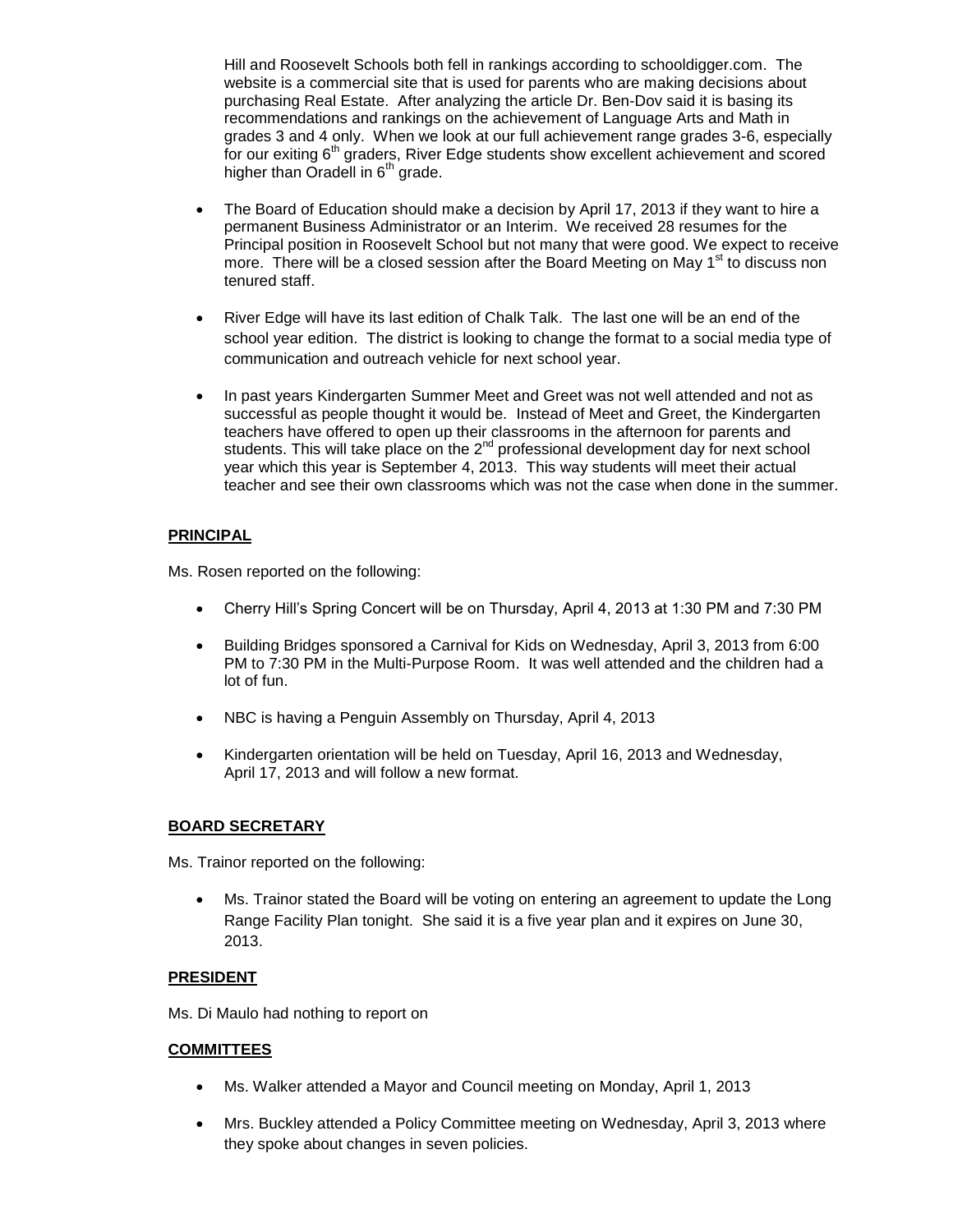Hill and Roosevelt Schools both fell in rankings according to schooldigger.com. The website is a commercial site that is used for parents who are making decisions about purchasing Real Estate. After analyzing the article Dr. Ben-Dov said it is basing its recommendations and rankings on the achievement of Language Arts and Math in grades 3 and 4 only. When we look at our full achievement range grades 3-6, especially for our exiting 6th graders, River Edge students show excellent achievement and scored higher than Oradell in 6th grade.

- The Board of Education should make a decision by April 17, 2013 if they want to hire a permanent Business Administrator or an Interim. We received 28 resumes for the Principal position in Roosevelt School but not many that were good. We expect to receive more. There will be a closed session after the Board Meeting on May 1st to discuss non tenured staff.
- River Edge will have its last edition of Chalk Talk. The last one will be an end of the school year edition. The district is looking to change the format to a social media type of communication and outreach vehicle for next school year.
- In past years Kindergarten Summer Meet and Greet was not well attended and not as successful as people thought it would be. Instead of Meet and Greet, the Kindergarten teachers have offered to open up their classrooms in the afternoon for parents and students. This will take place on the 2nd professional development day for next school year which this year is September 4, 2013. This way students will meet their actual teacher and see their own classrooms which was not the case when done in the summer.

## PRINCIPAL

Ms. Rosen reported on the following:

- Cherry Hill's Spring Concert will be on Thursday, April 4, 2013 at 1:30 PM and 7:30 PM
- Building Bridges sponsored a Carnival for Kids on Wednesday, April 3, 2013 from 6:00 PM to 7:30 PM in the Multi-Purpose Room. It was well attended and the children had a lot of fun.
- NBC is having a Penguin Assembly on Thursday, April 4, 2013
- Kindergarten orientation will be held on Tuesday, April 16, 2013 and Wednesday, April 17, 2013 and will follow a new format.

## BOARD SECRETARY

Ms. Trainor reported on the following:

- Ms. Trainor stated the Board will be voting on entering an agreement to update the Long Range Facility Plan tonight. She said it is a five year plan and it expires on June 30, 2013.

## PRESIDENT

Ms. Di Maulo had nothing to report on

## COMMITTEES

- Ms. Walker attended a Mayor and Council meeting on Monday, April 1, 2013
- Mrs. Buckley attended a Policy Committee meeting on Wednesday, April 3, 2013 where they spoke about changes in seven policies.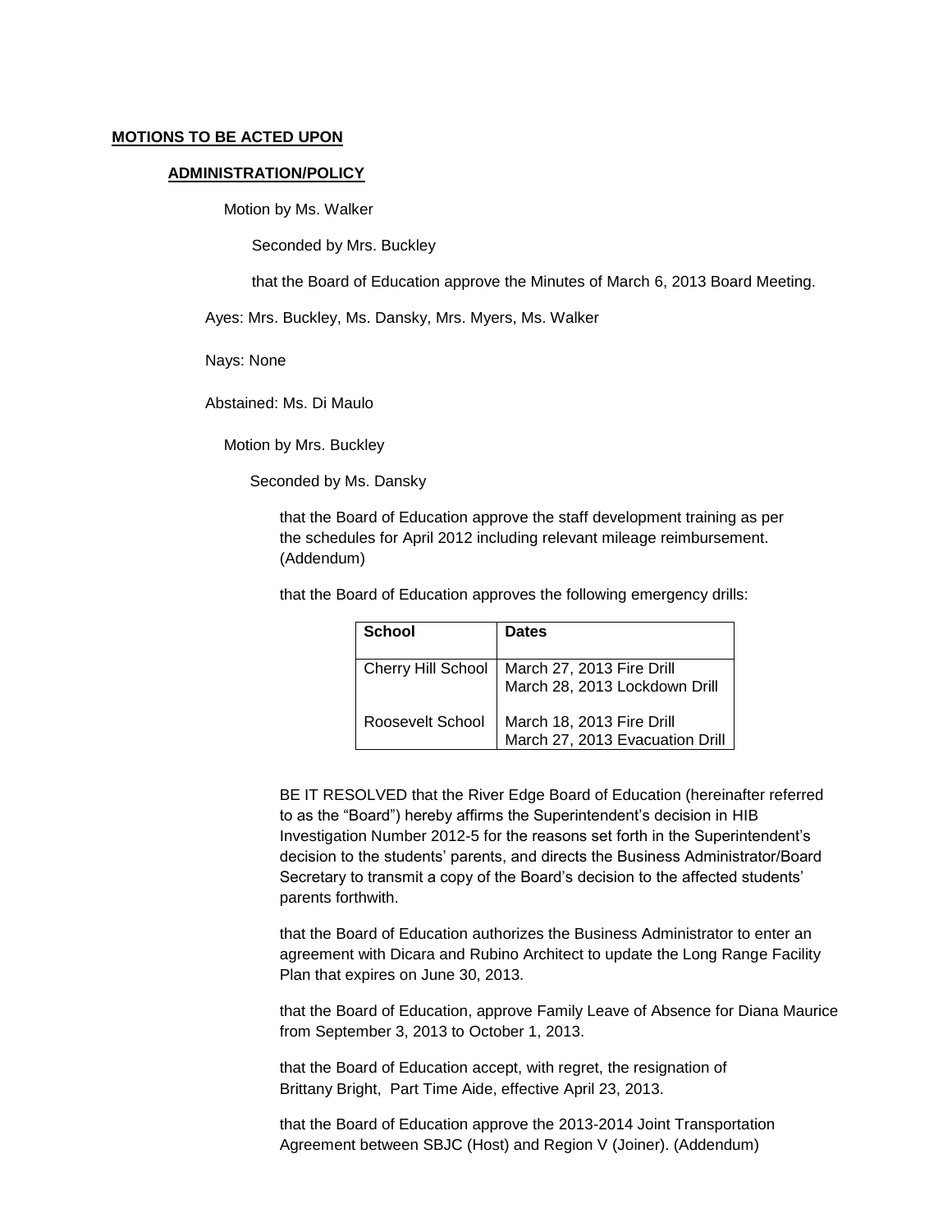**MOTIONS TO BE ACTED UPON**

**ADMINISTRATION/POLICY**

Motion by Ms. Walker

Seconded by Mrs. Buckley

that the Board of Education approve the Minutes of March 6, 2013 Board Meeting.

Ayes: Mrs. Buckley, Ms. Dansky, Mrs. Myers, Ms. Walker

Nays: None

Abstained: Ms. Di Maulo

Motion by Mrs. Buckley

Seconded by Ms. Dansky

that the Board of Education approve the staff development training as per the schedules for April 2012 including relevant mileage reimbursement. (Addendum)

that the Board of Education approves the following emergency drills:

| School | Dates |
|---|---|
| Cherry Hill School | March 27, 2013 Fire Drill<br>March 28, 2013 Lockdown Drill |
| Roosevelt School | March 18, 2013 Fire Drill<br>March 27, 2013 Evacuation Drill |

BE IT RESOLVED that the River Edge Board of Education (hereinafter referred to as the "Board") hereby affirms the Superintendent's decision in HIB Investigation Number 2012-5 for the reasons set forth in the Superintendent's decision to the students' parents, and directs the Business Administrator/Board Secretary to transmit a copy of the Board's decision to the affected students' parents forthwith.

that the Board of Education authorizes the Business Administrator to enter an agreement with Dicara and Rubino Architect to update the Long Range Facility Plan that expires on June 30, 2013.

that the Board of Education, approve Family Leave of Absence for Diana Maurice from September 3, 2013 to October 1, 2013.

that the Board of Education accept, with regret, the resignation of Brittany Bright, Part Time Aide, effective April 23, 2013.

that the Board of Education approve the 2013-2014 Joint Transportation Agreement between SBJC (Host) and Region V (Joiner). (Addendum)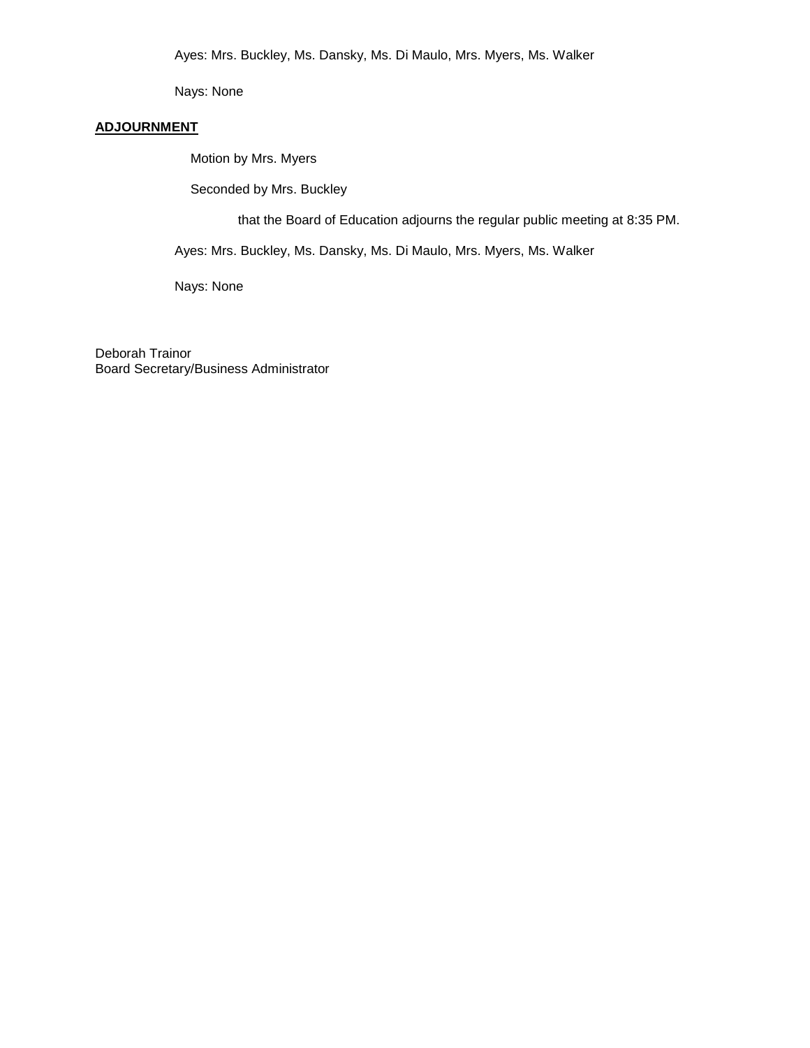Ayes: Mrs. Buckley, Ms. Dansky, Ms. Di Maulo, Mrs. Myers, Ms. Walker

Nays: None

**ADJOURNMENT**

Motion by Mrs. Myers

Seconded by Mrs. Buckley

that the Board of Education adjourns the regular public meeting at 8:35 PM.

Ayes: Mrs. Buckley, Ms. Dansky, Ms. Di Maulo, Mrs. Myers, Ms. Walker

Nays: None

Deborah Trainor
Board Secretary/Business Administrator